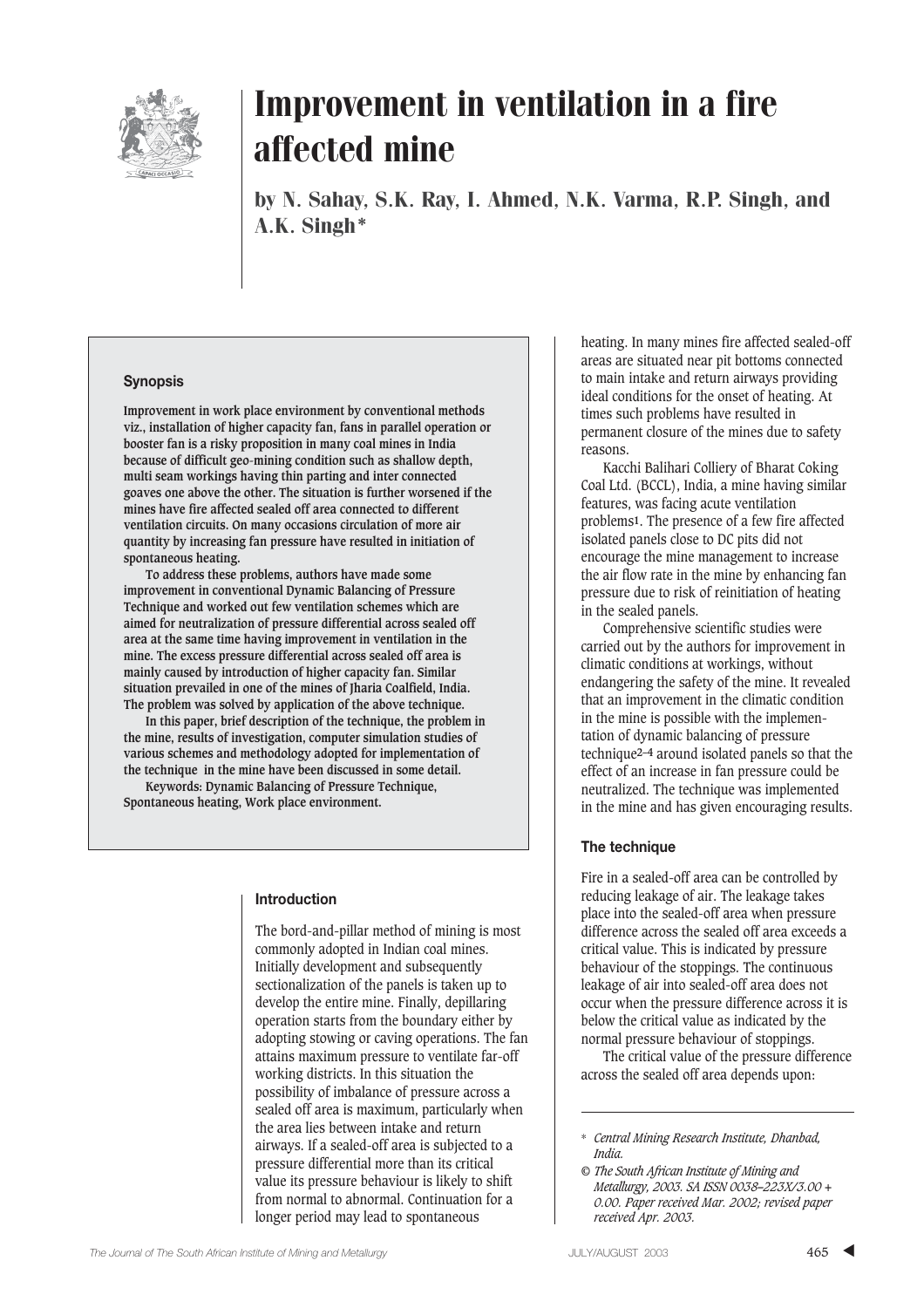# Improvement in ventilation in a fire affected mine

**by N. Sahay, S.K. Ray, I. Ahmed, N.K. Varma, R.P. Singh, and A.K. Singh***

### Synopsis

Improvement in work place environment by conventional methods viz., installation of higher capacity fan, fans in parallel operation or booster fan is a risky proposition in many coal mines in India because of difficult geo-mining condition such as shallow depth, multi seam workings having thin parting and inter connected goaves one above the other. The situation is further worsened if the mines have fire affected sealed off area connected to different ventilation circuits. On many occasions circulation of more air quantity by increasing fan pressure have resulted in initiation of spontaneous heating.

To address these problems, authors have made some improvement in conventional Dynamic Balancing of Pressure Technique and worked out few ventilation schemes which are aimed for neutralization of pressure differential across sealed off area at the same time having improvement in ventilation in the mine. The excess pressure differential across sealed off area is mainly caused by introduction of higher capacity fan. Similar situation prevailed in one of the mines of Jharia Coalfield, India. The problem was solved by application of the above technique.

In this paper, brief description of the technique, the problem in the mine, results of investigation, computer simulation studies of various schemes and methodology adopted for implementation of the technique in the mine have been discussed in some detail.

Keywords: Dynamic Balancing of Pressure Technique, Spontaneous heating, Work place environment.

### Introduction

The bord-and-pillar method of mining is most commonly adopted in Indian coal mines. Initially development and subsequently sectionalization of the panels is taken up to develop the entire mine. Finally, depillaring operation starts from the boundary either by adopting stowing or caving operations. The fan attains maximum pressure to ventilate far-off working districts. In this situation the possibility of imbalance of pressure across a sealed off area is maximum, particularly when the area lies between intake and return airways. If a sealed-off area is subjected to a pressure differential more than its critical value its pressure behaviour is likely to shift from normal to abnormal. Continuation for a longer period may lead to spontaneous heating. In many mines fire affected sealed-off areas are situated near pit bottoms connected to main intake and return airways providing ideal conditions for the onset of heating. At times such problems have resulted in permanent closure of the mines due to safety reasons.

Kacchi Balihari Colliery of Bharat Coking Coal Ltd. (BCCL), India, a mine having similar features, was facing acute ventilation problems[1]. The presence of a few fire affected isolated panels close to DC pits did not encourage the mine management to increase the air flow rate in the mine by enhancing fan pressure due to risk of reinitiation of heating in the sealed panels.

Comprehensive scientific studies were carried out by the authors for improvement in climatic conditions at workings, without endangering the safety of the mine. It revealed that an improvement in the climatic condition in the mine is possible with the implementation of dynamic balancing of pressure technique[2–4] around isolated panels so that the effect of an increase in fan pressure could be neutralized. The technique was implemented in the mine and has given encouraging results.

### The technique

Fire in a sealed-off area can be controlled by reducing leakage of air. The leakage takes place into the sealed-off area when pressure difference across the sealed off area exceeds a critical value. This is indicated by pressure behaviour of the stoppings. The continuous leakage of air into sealed-off area does not occur when the pressure difference across it is below the critical value as indicated by the normal pressure behaviour of stoppings.

The critical value of the pressure difference across the sealed off area depends upon:

---

\* *Central Mining Research Institute, Dhanbad, India.*

© *The South African Institute of Mining and Metallurgy, 2003. SA ISSN 0038–223X/3.00 + 0.00. Paper received Mar. 2002; revised paper received Apr. 2003.*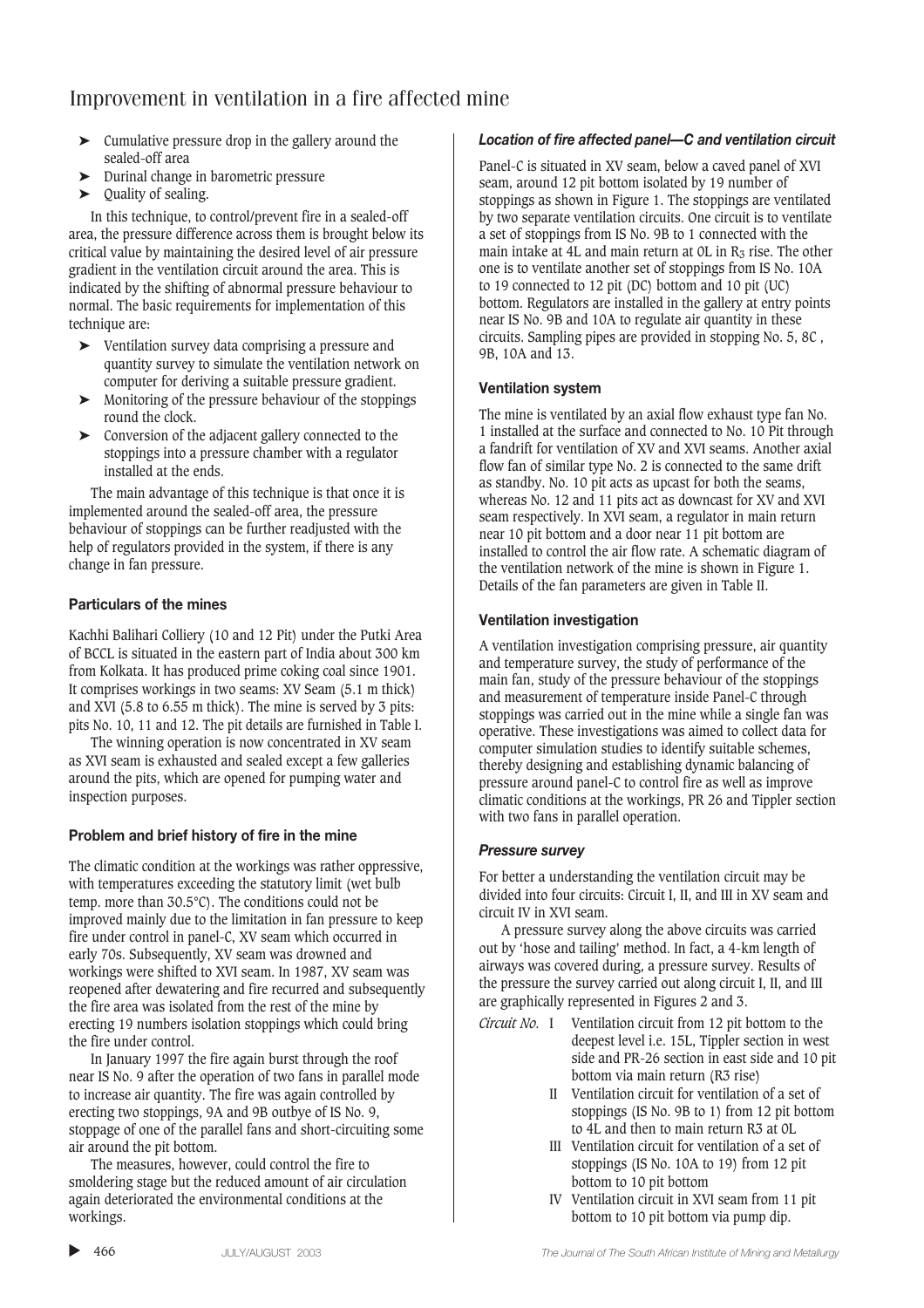- Cumulative pressure drop in the gallery around the sealed-off area
- Durinal change in barometric pressure
- Quality of sealing.

In this technique, to control/prevent fire in a sealed-off area, the pressure difference across them is brought below its critical value by maintaining the desired level of air pressure gradient in the ventilation circuit around the area. This is indicated by the shifting of abnormal pressure behaviour to normal. The basic requirements for implementation of this technique are:

- Ventilation survey data comprising a pressure and quantity survey to simulate the ventilation network on computer for deriving a suitable pressure gradient.
- Monitoring of the pressure behaviour of the stoppings round the clock.
- Conversion of the adjacent gallery connected to the stoppings into a pressure chamber with a regulator installed at the ends.

The main advantage of this technique is that once it is implemented around the sealed-off area, the pressure behaviour of stoppings can be further readjusted with the help of regulators provided in the system, if there is any change in fan pressure.

### Particulars of the mines

Kachhi Balihari Colliery (10 and 12 Pit) under the Putki Area of BCCL is situated in the eastern part of India about 300 km from Kolkata. It has produced prime coking coal since 1901. It comprises workings in two seams: XV Seam (5.1 m thick) and XVI (5.8 to 6.55 m thick). The mine is served by 3 pits: pits No. 10, 11 and 12. The pit details are furnished in Table I.

The winning operation is now concentrated in XV seam as XVI seam is exhausted and sealed except a few galleries around the pits, which are opened for pumping water and inspection purposes.

### Problem and brief history of fire in the mine

The climatic condition at the workings was rather oppressive, with temperatures exceeding the statutory limit (wet bulb temp. more than 30.5°C). The conditions could not be improved mainly due to the limitation in fan pressure to keep fire under control in panel-C, XV seam which occurred in early 70s. Subsequently, XV seam was drowned and workings were shifted to XVI seam. In 1987, XV seam was reopened after dewatering and fire recurred and subsequently the fire area was isolated from the rest of the mine by erecting 19 numbers isolation stoppings which could bring the fire under control.

In January 1997 the fire again burst through the roof near IS No. 9 after the operation of two fans in parallel mode to increase air quantity. The fire was again controlled by erecting two stoppings, 9A and 9B outbye of IS No. 9, stoppage of one of the parallel fans and short-circuiting some air around the pit bottom.

The measures, however, could control the fire to smoldering stage but the reduced amount of air circulation again deteriorated the environmental conditions at the workings.

#### *Location of fire affected panel—C and ventilation circuit*

Panel-C is situated in XV seam, below a caved panel of XVI seam, around 12 pit bottom isolated by 19 number of stoppings as shown in Figure 1. The stoppings are ventilated by two separate ventilation circuits. One circuit is to ventilate a set of stoppings from IS No. 9B to 1 connected with the main intake at 4L and main return at 0L in $R_3$ rise. The other one is to ventilate another set of stoppings from IS No. 10A to 19 connected to 12 pit (DC) bottom and 10 pit (UC) bottom. Regulators are installed in the gallery at entry points near IS No. 9B and 10A to regulate air quantity in these circuits. Sampling pipes are provided in stopping No. 5, 8C , 9B, 10A and 13.

### Ventilation system

The mine is ventilated by an axial flow exhaust type fan No. 1 installed at the surface and connected to No. 10 Pit through a fandrift for ventilation of XV and XVI seams. Another axial flow fan of similar type No. 2 is connected to the same drift as standby. No. 10 pit acts as upcast for both the seams, whereas No. 12 and 11 pits act as downcast for XV and XVI seam respectively. In XVI seam, a regulator in main return near 10 pit bottom and a door near 11 pit bottom are installed to control the air flow rate. A schematic diagram of the ventilation network of the mine is shown in Figure 1. Details of the fan parameters are given in Table II.

### Ventilation investigation

A ventilation investigation comprising pressure, air quantity and temperature survey, the study of performance of the main fan, study of the pressure behaviour of the stoppings and measurement of temperature inside Panel-C through stoppings was carried out in the mine while a single fan was operative. These investigations was aimed to collect data for computer simulation studies to identify suitable schemes, thereby designing and establishing dynamic balancing of pressure around panel-C to control fire as well as improve climatic conditions at the workings, PR 26 and Tippler section with two fans in parallel operation.

#### *Pressure survey*

For better a understanding the ventilation circuit may be divided into four circuits: Circuit I, II, and III in XV seam and circuit IV in XVI seam.

A pressure survey along the above circuits was carried out by 'hose and tailing' method. In fact, a 4-km length of airways was covered during, a pressure survey. Results of the pressure the survey carried out along circuit I, II, and III are graphically represented in Figures 2 and 3.

*Circuit No.*

- I Ventilation circuit from 12 pit bottom to the deepest level i.e. 15L, Tippler section in west side and PR-26 section in east side and 10 pit bottom via main return (R3 rise)
- II Ventilation circuit for ventilation of a set of stoppings (IS No. 9B to 1) from 12 pit bottom to 4L and then to main return R3 at 0L
- III Ventilation circuit for ventilation of a set of stoppings (IS No. 10A to 19) from 12 pit bottom to 10 pit bottom
- IV Ventilation circuit in XVI seam from 11 pit bottom to 10 pit bottom via pump dip.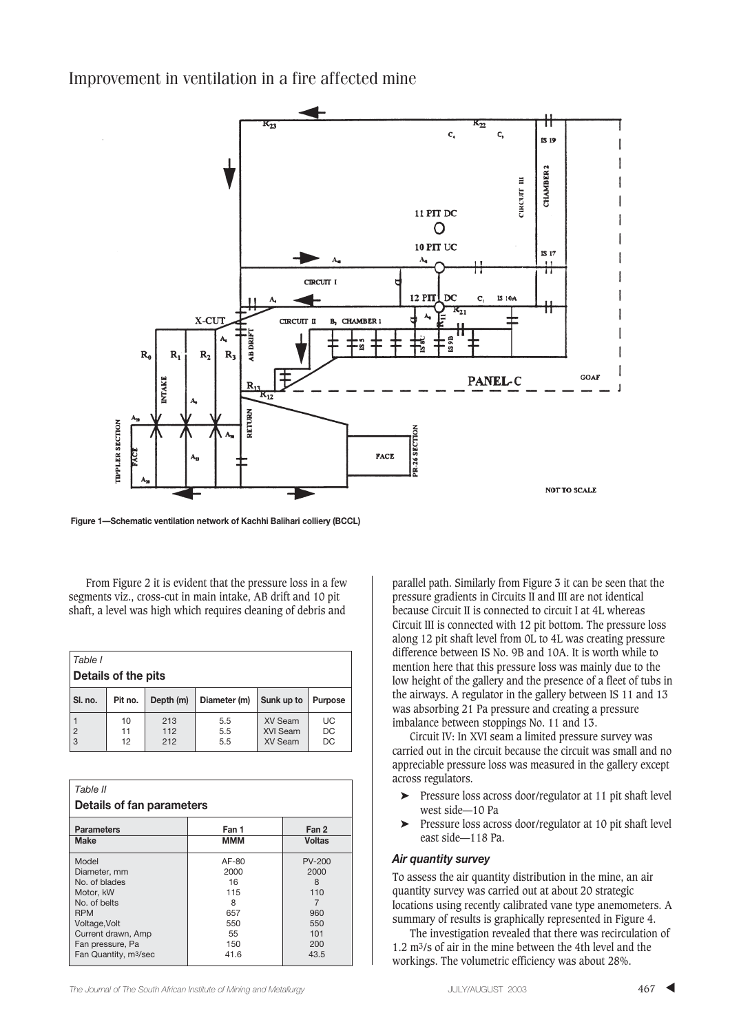Figure 1—Schematic ventilation network of Kachhi Balihari colliery (BCCL)

From Figure 2 it is evident that the pressure loss in a few segments viz., cross-cut in main intake, AB drift and 10 pit shaft, a level was high which requires cleaning of debris and parallel path. Similarly from Figure 3 it can be seen that the pressure gradients in Circuits II and III are not identical because Circuit II is connected to circuit I at 4L whereas Circuit III is connected with 12 pit bottom. The pressure loss along 12 pit shaft level from 0L to 4L was creating pressure difference between IS No. 9B and 10A. It is worth while to mention here that this pressure loss was mainly due to the low height of the gallery and the presence of a fleet of tubs in the airways. A regulator in the gallery between IS 11 and 13 was absorbing 21 Pa pressure and creating a pressure imbalance between stoppings No. 11 and 13.

Circuit IV: In XVI seam a limited pressure survey was carried out in the circuit because the circuit was small and no appreciable pressure loss was measured in the gallery except across regulators.

- Pressure loss across door/regulator at 11 pit shaft level west side—10 Pa
- Pressure loss across door/regulator at 10 pit shaft level east side—118 Pa.

*Table I*

**Details of the pits**

| Sl. no. | Pit no. | Depth (m) | Diameter (m) | Sunk up to | Purpose |
|---|---|---|---|---|---|
| 1 | 10 | 213 | 5.5 | XV Seam | UC |
| 2 | 11 | 112 | 5.5 | XVI Seam | DC |
| 3 | 12 | 212 | 5.5 | XV Seam | DC |

*Table II*

**Details of fan parameters**

| Parameters | Fan 1 | Fan 2 |
|---|---|---|
| **Make** | **MMM** | **Voltas** |
| Model | AF-80 | PV-200 |
| Diameter, mm | 2000 | 2000 |
| No. of blades | 16 | 8 |
| Motor, kW | 115 | 110 |
| No. of belts | 8 | 7 |
| RPM | 657 | 960 |
| Voltage,Volt | 550 | 550 |
| Current drawn, Amp | 55 | 101 |
| Fan pressure, Pa | 150 | 200 |
| Fan Quantity, $m^3$/sec | 41.6 | 43.5 |

### *Air quantity survey*

To assess the air quantity distribution in the mine, an air quantity survey was carried out at about 20 strategic locations using recently calibrated vane type anemometers. A summary of results is graphically represented in Figure 4.

The investigation revealed that there was recirculation of 1.2 $m^3$/s of air in the mine between the 4th level and the workings. The volumetric efficiency was about 28%.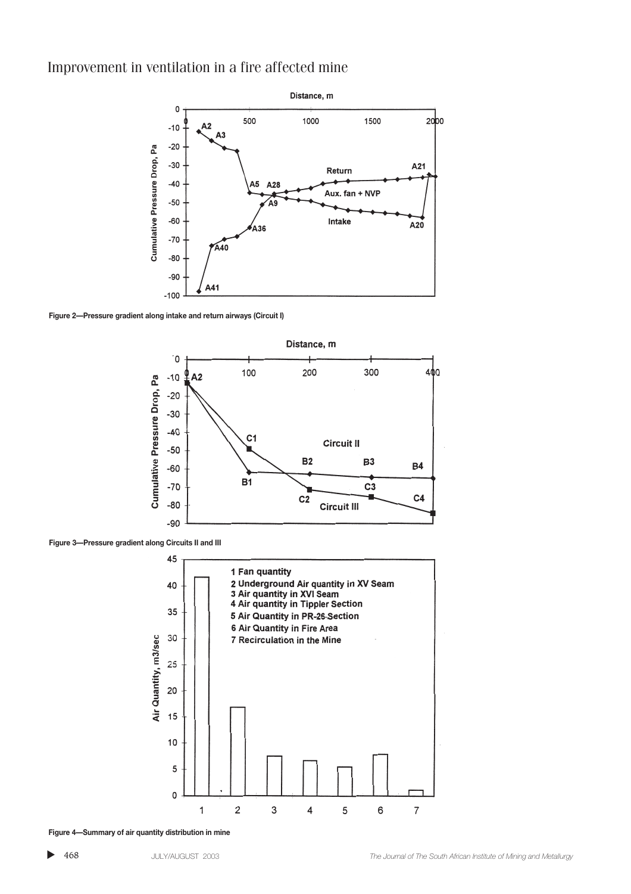Figure 2—Pressure gradient along intake and return airways (Circuit I)

Figure 3—Pressure gradient along Circuits II and III

Figure 4—Summary of air quantity distribution in mine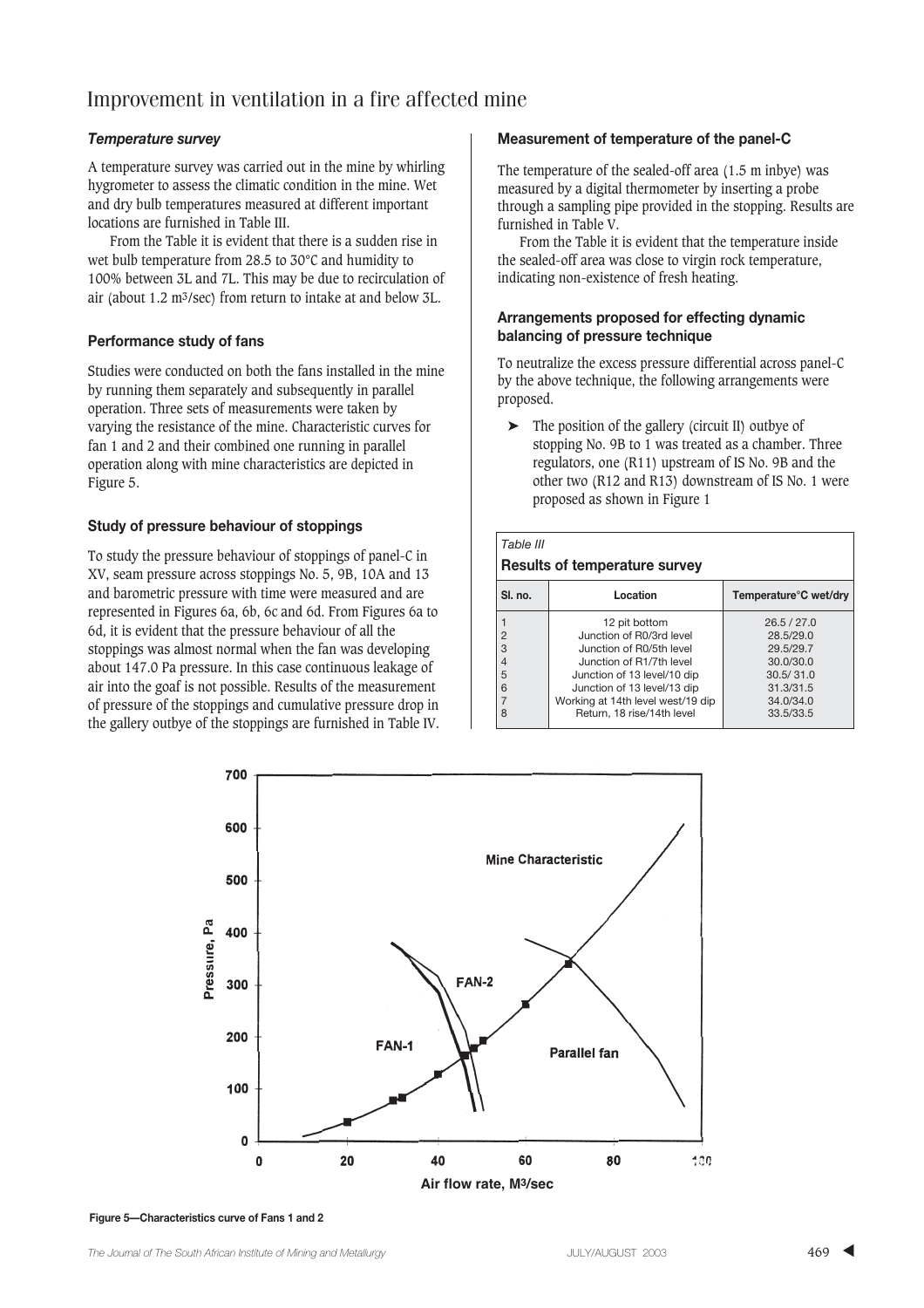### *Temperature survey*

A temperature survey was carried out in the mine by whirling hygrometer to assess the climatic condition in the mine. Wet and dry bulb temperatures measured at different important locations are furnished in Table III.

From the Table it is evident that there is a sudden rise in wet bulb temperature from 28.5 to 30°C and humidity to 100% between 3L and 7L. This may be due to recirculation of air (about 1.2 m$^3$/sec) from return to intake at and below 3L.

### Performance study of fans

Studies were conducted on both the fans installed in the mine by running them separately and subsequently in parallel operation. Three sets of measurements were taken by varying the resistance of the mine. Characteristic curves for fan 1 and 2 and their combined one running in parallel operation along with mine characteristics are depicted in Figure 5.

### Study of pressure behaviour of stoppings

To study the pressure behaviour of stoppings of panel-C in XV, seam pressure across stoppings No. 5, 9B, 10A and 13 and barometric pressure with time were measured and are represented in Figures 6a, 6b, 6c and 6d. From Figures 6a to 6d, it is evident that the pressure behaviour of all the stoppings was almost normal when the fan was developing about 147.0 Pa pressure. In this case continuous leakage of air into the goaf is not possible. Results of the measurement of pressure of the stoppings and cumulative pressure drop in the gallery outbye of the stoppings are furnished in Table IV.

### Measurement of temperature of the panel-C

The temperature of the sealed-off area (1.5 m inbye) was measured by a digital thermometer by inserting a probe through a sampling pipe provided in the stopping. Results are furnished in Table V.

From the Table it is evident that the temperature inside the sealed-off area was close to virgin rock temperature, indicating non-existence of fresh heating.

### Arrangements proposed for effecting dynamic balancing of pressure technique

To neutralize the excess pressure differential across panel-C by the above technique, the following arrangements were proposed.

- The position of the gallery (circuit II) outbye of stopping No. 9B to 1 was treated as a chamber. Three regulators, one (R11) upstream of IS No. 9B and the other two (R12 and R13) downstream of IS No. 1 were proposed as shown in Figure 1

*Table III*

**Results of temperature survey**

| Sl. no. | Location | Temperature°C wet/dry |
|---|---|---|
| 1 | 12 pit bottom | 26.5 / 27.0 |
| 2 | Junction of R0/3rd level | 28.5/29.0 |
| 3 | Junction of R0/5th level | 29.5/29.7 |
| 4 | Junction of R1/7th level | 30.0/30.0 |
| 5 | Junction of 13 level/10 dip | 30.5/ 31.0 |
| 6 | Junction of 13 level/13 dip | 31.3/31.5 |
| 7 | Working at 14th level west/19 dip | 34.0/34.0 |
| 8 | Return, 18 rise/14th level | 33.5/33.5 |

Figure 5—Characteristics curve of Fans 1 and 2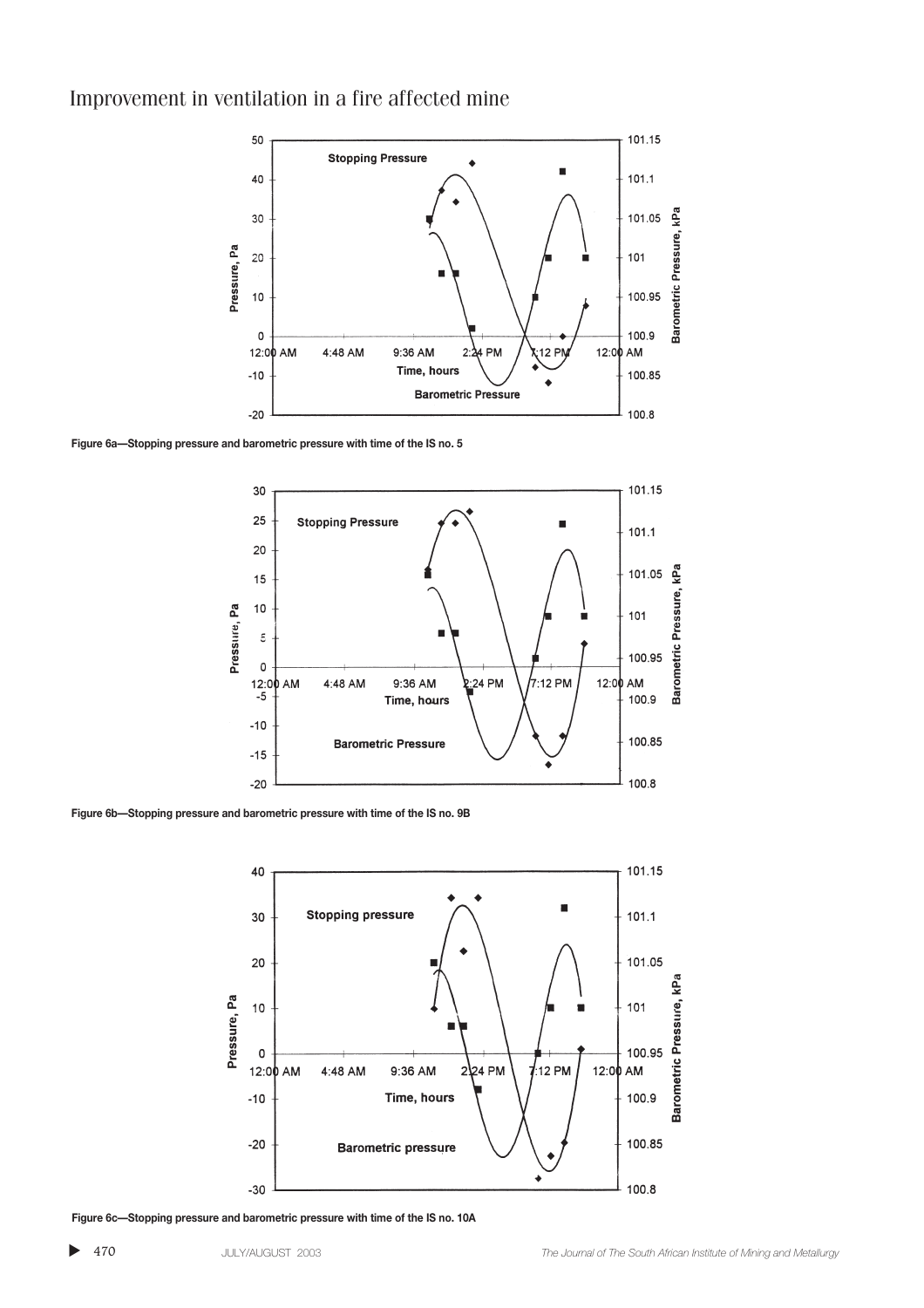Figure 6a—Stopping pressure and barometric pressure with time of the IS no. 5

Figure 6b—Stopping pressure and barometric pressure with time of the IS no. 9B

Figure 6c—Stopping pressure and barometric pressure with time of the IS no. 10A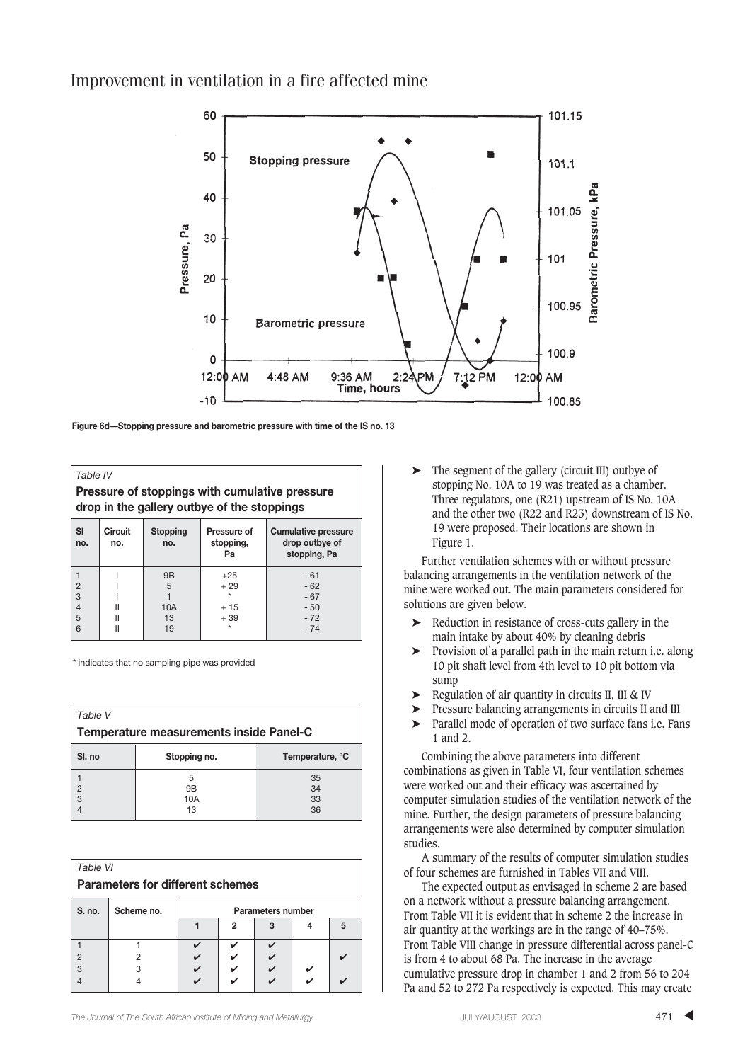Figure 6d—Stopping pressure and barometric pressure with time of the IS no. 13

*Table IV*

**Pressure of stoppings with cumulative pressure drop in the gallery outbye of the stoppings**

| Sl no. | Circuit no. | Stopping no. | Pressure of stopping, Pa | Cumulative pressure drop outbye of stopping, Pa |
|---|---|---|---|---|
| 1 | I | 9B | +25 | - 61 |
| 2 | I | 5 | + 29 | - 62 |
| 3 | I | 1 | * | - 67 |
| 4 | II | 10A | + 15 | - 50 |
| 5 | II | 13 | + 39 | - 72 |
| 6 | II | 19 | * | - 74 |

\* indicates that no sampling pipe was provided

*Table V*

**Temperature measurements inside Panel-C**

| Sl. no | Stopping no. | Temperature, °C |
|---|---|---|
| 1 | 5 | 35 |
| 2 | 9B | 34 |
| 3 | 10A | 33 |
| 4 | 13 | 36 |

*Table VI*

**Parameters for different schemes**

| S. no. | Scheme no. | Parameters number | | | | |
|---|---|---|---|---|---|---|
| | | 1 | 2 | 3 | 4 | 5 |
| 1 | 1 | ✔ | ✔ | ✔ | | ✔ |
| 2 | 2 | ✔ | ✔ | ✔ | | ✔ |
| 3 | 3 | ✔ | ✔ | ✔ | ✔ | |
| 4 | 4 | ✔ | ✔ | ✔ | ✔ | ✔ |

- The segment of the gallery (circuit III) outbye of stopping No. 10A to 19 was treated as a chamber. Three regulators, one (R21) upstream of IS No. 10A and the other two (R22 and R23) downstream of IS No. 19 were proposed. Their locations are shown in Figure 1.

Further ventilation schemes with or without pressure balancing arrangements in the ventilation network of the mine were worked out. The main parameters considered for solutions are given below.

- Reduction in resistance of cross-cuts gallery in the main intake by about 40% by cleaning debris
- Provision of a parallel path in the main return i.e. along 10 pit shaft level from 4th level to 10 pit bottom via sump
- Regulation of air quantity in circuits II, III & IV
- Pressure balancing arrangements in circuits II and III
- Parallel mode of operation of two surface fans i.e. Fans 1 and 2.

Combining the above parameters into different combinations as given in Table VI, four ventilation schemes were worked out and their efficacy was ascertained by computer simulation studies of the ventilation network of the mine. Further, the design parameters of pressure balancing arrangements were also determined by computer simulation studies.

A summary of the results of computer simulation studies of four schemes are furnished in Tables VII and VIII.

The expected output as envisaged in scheme 2 are based on a network without a pressure balancing arrangement. From Table VII it is evident that in scheme 2 the increase in air quantity at the workings are in the range of 40–75%. From Table VIII change in pressure differential across panel-C is from 4 to about 68 Pa. The increase in the average cumulative pressure drop in chamber 1 and 2 from 56 to 204 Pa and 52 to 272 Pa respectively is expected. This may create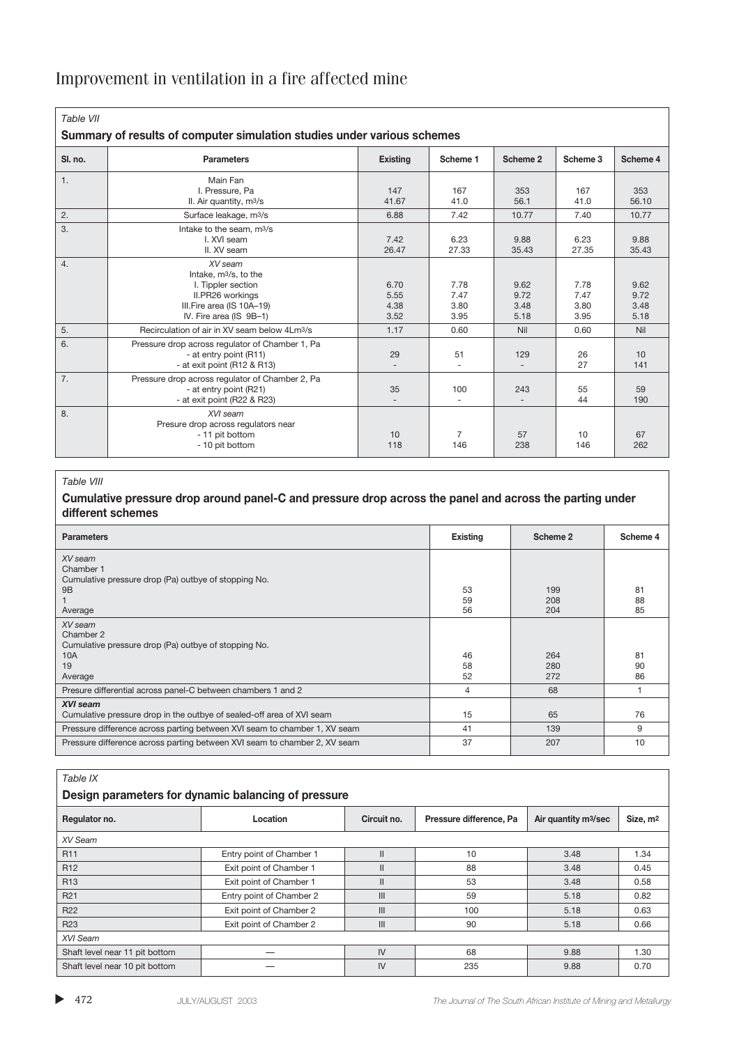*Table VII*

**Summary of results of computer simulation studies under various schemes**

| Sl. no. | Parameters | Existing | Scheme 1 | Scheme 2 | Scheme 3 | Scheme 4 |
|---|---|---|---|---|---|---|
| 1. | Main Fan | | | | | |
| | I. Pressure, Pa | 147 | 167 | 353 | 167 | 353 |
| | II. Air quantity, $m^3/s$ | 41.67 | 41.0 | 56.1 | 41.0 | 56.10 |
| 2. | Surface leakage, $m^3/s$ | 6.88 | 7.42 | 10.77 | 7.40 | 10.77 |
| 3. | Intake to the seam, $m^3/s$ | | | | | |
| | I. XVI seam | 7.42 | 6.23 | 9.88 | 6.23 | 9.88 |
| | II. XV seam | 26.47 | 27.33 | 35.43 | 27.35 | 35.43 |
| 4. | *XV seam* | | | | | |
| | Intake, $m^3/s$, to the | | | | | |
| | I. Tippler section | 6.70 | 7.78 | 9.62 | 7.78 | 9.62 |
| | II.PR26 workings | 5.55 | 7.47 | 9.72 | 7.47 | 9.72 |
| | III.Fire area (IS 10A–19) | 4.38 | 3.80 | 3.48 | 3.80 | 3.48 |
| | IV. Fire area (IS 9B–1) | 3.52 | 3.95 | 5.18 | 3.95 | 5.18 |
| 5. | Recirculation of air in XV seam below 4L$m^3/s$ | 1.17 | 0.60 | Nil | 0.60 | Nil |
| 6. | Pressure drop across regulator of Chamber 1, Pa | | | | | |
| | - at entry point (R11) | 29 | 51 | 129 | 26 | 10 |
| | - at exit point (R12 & R13) | - | - | - | 27 | 141 |
| 7. | Pressure drop across regulator of Chamber 2, Pa | | | | | |
| | - at entry point (R21) | 35 | 100 | 243 | 55 | 59 |
| | - at exit point (R22 & R23) | - | - | - | 44 | 190 |
| 8. | *XVI seam* | | | | | |
| | Presure drop across regulators near | | | | | |
| | - 11 pit bottom | 10 | 7 | 57 | 10 | 67 |
| | - 10 pit bottom | 118 | 146 | 238 | 146 | 262 |

*Table VIII*

**Cumulative pressure drop around panel-C and pressure drop across the panel and across the parting under different schemes**

| Parameters | Existing | Scheme 2 | Scheme 4 |
|---|---|---|---|
| *XV seam* | | | |
| Chamber 1 | | | |
| Cumulative pressure drop (Pa) outbye of stopping No. | | | |
| 9B | 53 | 199 | 81 |
| 1 | 59 | 208 | 88 |
| Average | 56 | 204 | 85 |
| *XV seam* | | | |
| Chamber 2 | | | |
| Cumulative pressure drop (Pa) outbye of stopping No. | | | |
| 10A | 46 | 264 | 81 |
| 19 | 58 | 280 | 90 |
| Average | 52 | 272 | 86 |
| Presure differential across panel-C between chambers 1 and 2 | 4 | 68 | 1 |
| ***XVI seam*** | | | |
| Cumulative pressure drop in the outbye of sealed-off area of XVI seam | 15 | 65 | 76 |
| Pressure difference across parting between XVI seam to chamber 1, XV seam | 41 | 139 | 9 |
| Pressure difference across parting between XVI seam to chamber 2, XV seam | 37 | 207 | 10 |

*Table IX*

**Design parameters for dynamic balancing of pressure**

| Regulator no. | Location | Circuit no. | Pressure difference, Pa | Air quantity $m^3/sec$ | Size, $m^2$ |
|---|---|---|---|---|---|
| *XV Seam* | | | | | |
| R11 | Entry point of Chamber 1 | II | 10 | 3.48 | 1.34 |
| R12 | Exit point of Chamber 1 | II | 88 | 3.48 | 0.45 |
| R13 | Exit point of Chamber 1 | II | 53 | 3.48 | 0.58 |
| R21 | Entry point of Chamber 2 | III | 59 | 5.18 | 0.82 |
| R22 | Exit point of Chamber 2 | III | 100 | 5.18 | 0.63 |
| R23 | Exit point of Chamber 2 | III | 90 | 5.18 | 0.66 |
| *XVI Seam* | | | | | |
| Shaft level near 11 pit bottom | — | IV | 68 | 9.88 | 1.30 |
| Shaft level near 10 pit bottom | — | IV | 235 | 9.88 | 0.70 |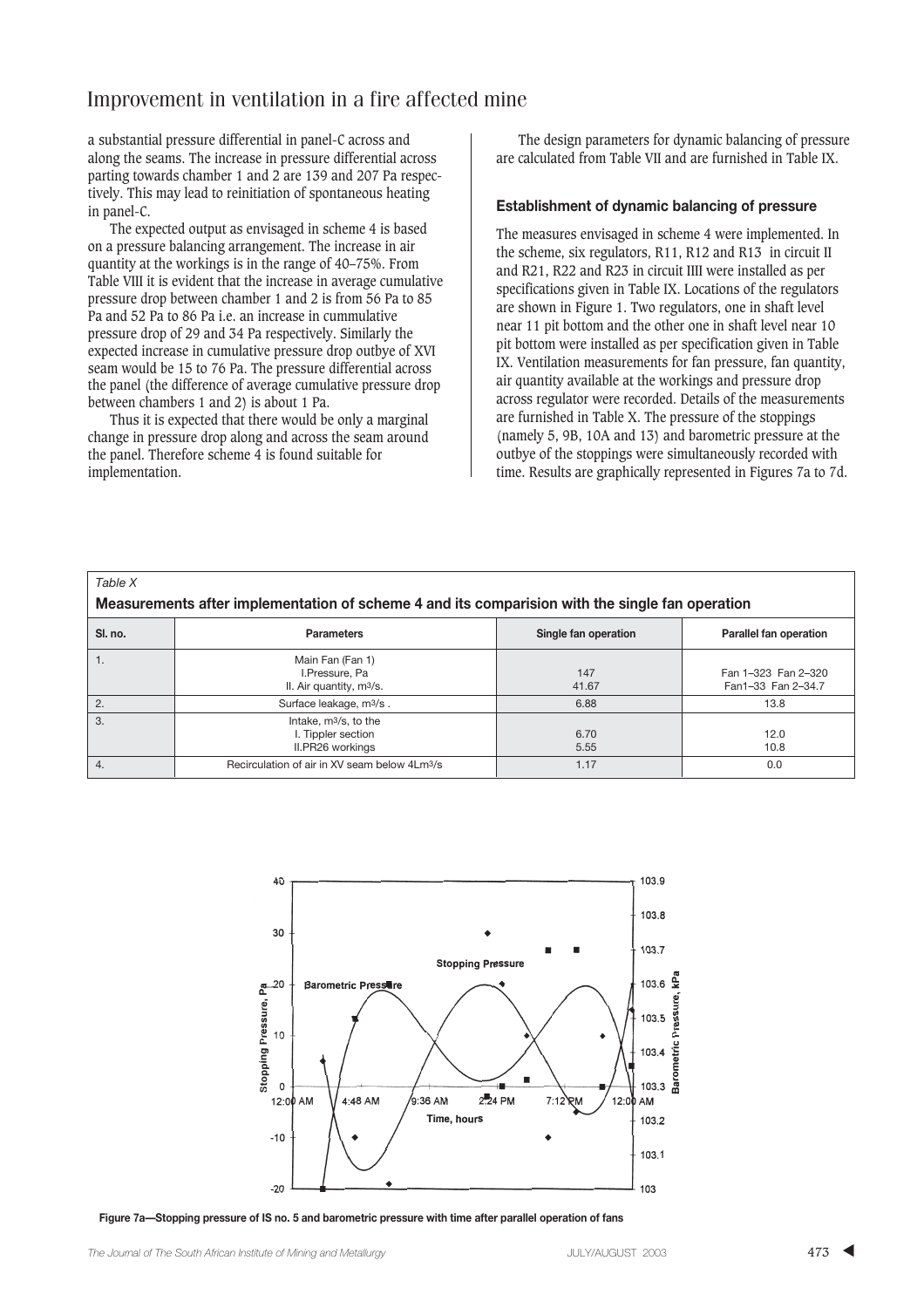a substantial pressure differential in panel-C across and along the seams. The increase in pressure differential across parting towards chamber 1 and 2 are 139 and 207 Pa respectively. This may lead to reinitiation of spontaneous heating in panel-C.

The expected output as envisaged in scheme 4 is based on a pressure balancing arrangement. The increase in air quantity at the workings is in the range of 40–75%. From Table VIII it is evident that the increase in average cumulative pressure drop between chamber 1 and 2 is from 56 Pa to 85 Pa and 52 Pa to 86 Pa i.e. an increase in cummulative pressure drop of 29 and 34 Pa respectively. Similarly the expected increase in cumulative pressure drop outbye of XVI seam would be 15 to 76 Pa. The pressure differential across the panel (the difference of average cumulative pressure drop between chambers 1 and 2) is about 1 Pa.

Thus it is expected that there would be only a marginal change in pressure drop along and across the seam around the panel. Therefore scheme 4 is found suitable for implementation.

The design parameters for dynamic balancing of pressure are calculated from Table VII and are furnished in Table IX.

### Establishment of dynamic balancing of pressure

The measures envisaged in scheme 4 were implemented. In the scheme, six regulators, R11, R12 and R13 in circuit II and R21, R22 and R23 in circuit IIII were installed as per specifications given in Table IX. Locations of the regulators are shown in Figure 1. Two regulators, one in shaft level near 11 pit bottom and the other one in shaft level near 10 pit bottom were installed as per specification given in Table IX. Ventilation measurements for fan pressure, fan quantity, air quantity available at the workings and pressure drop across regulator were recorded. Details of the measurements are furnished in Table X. The pressure of the stoppings (namely 5, 9B, 10A and 13) and barometric pressure at the outbye of the stoppings were simultaneously recorded with time. Results are graphically represented in Figures 7a to 7d.

*Table X*

**Measurements after implementation of scheme 4 and its comparision with the single fan operation**

| Sl. no. | Parameters | Single fan operation | Parallel fan operation |
|---|---|---|---|
| 1. | Main Fan (Fan 1)<br>I.Pressure, Pa<br>II. Air quantity, $m^3/s$. | <br>147<br>41.67 | <br>Fan 1–323 Fan 2–320<br>Fan1–33 Fan 2–34.7 |
| 2. | Surface leakage, $m^3/s$ . | 6.88 | 13.8 |
| 3. | Intake, $m^3/s$, to the<br>I. Tippler section<br>II.PR26 workings | <br>6.70<br>5.55 | <br>12.0<br>10.8 |
| 4. | Recirculation of air in XV seam below 4L$m^3/s$ | 1.17 | 0.0 |

**Figure 7a—Stopping pressure of IS no. 5 and barometric pressure with time after parallel operation of fans**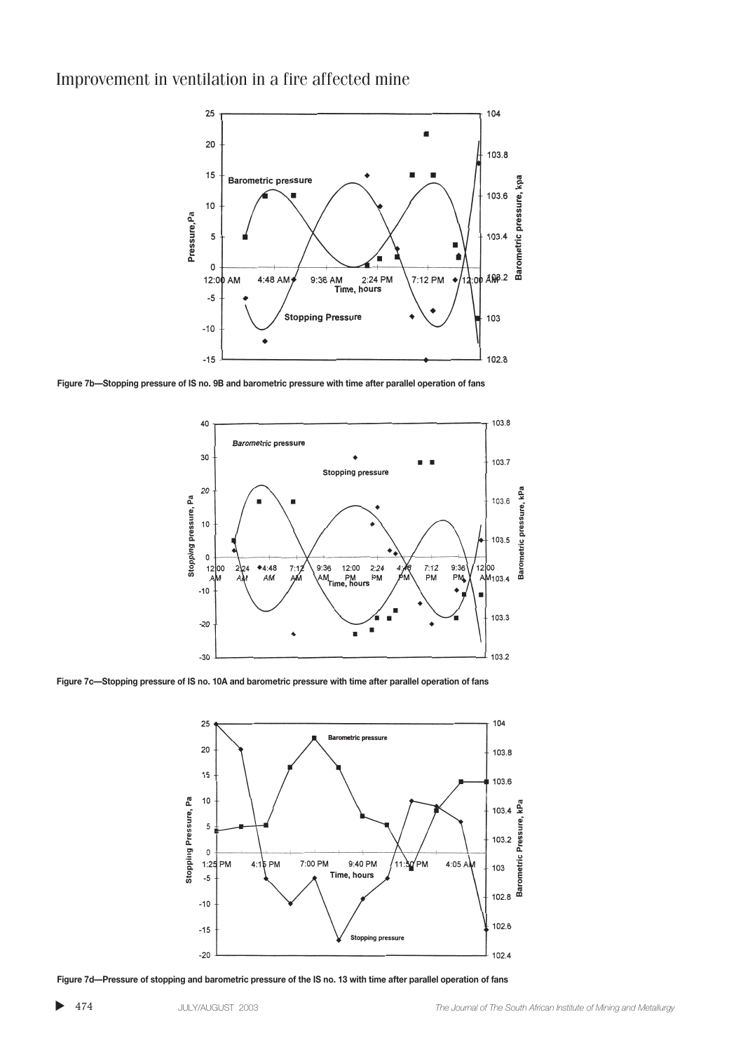Figure 7b—Stopping pressure of IS no. 9B and barometric pressure with time after parallel operation of fans

Figure 7c—Stopping pressure of IS no. 10A and barometric pressure with time after parallel operation of fans

Figure 7d—Pressure of stopping and barometric pressure of the IS no. 13 with time after parallel operation of fans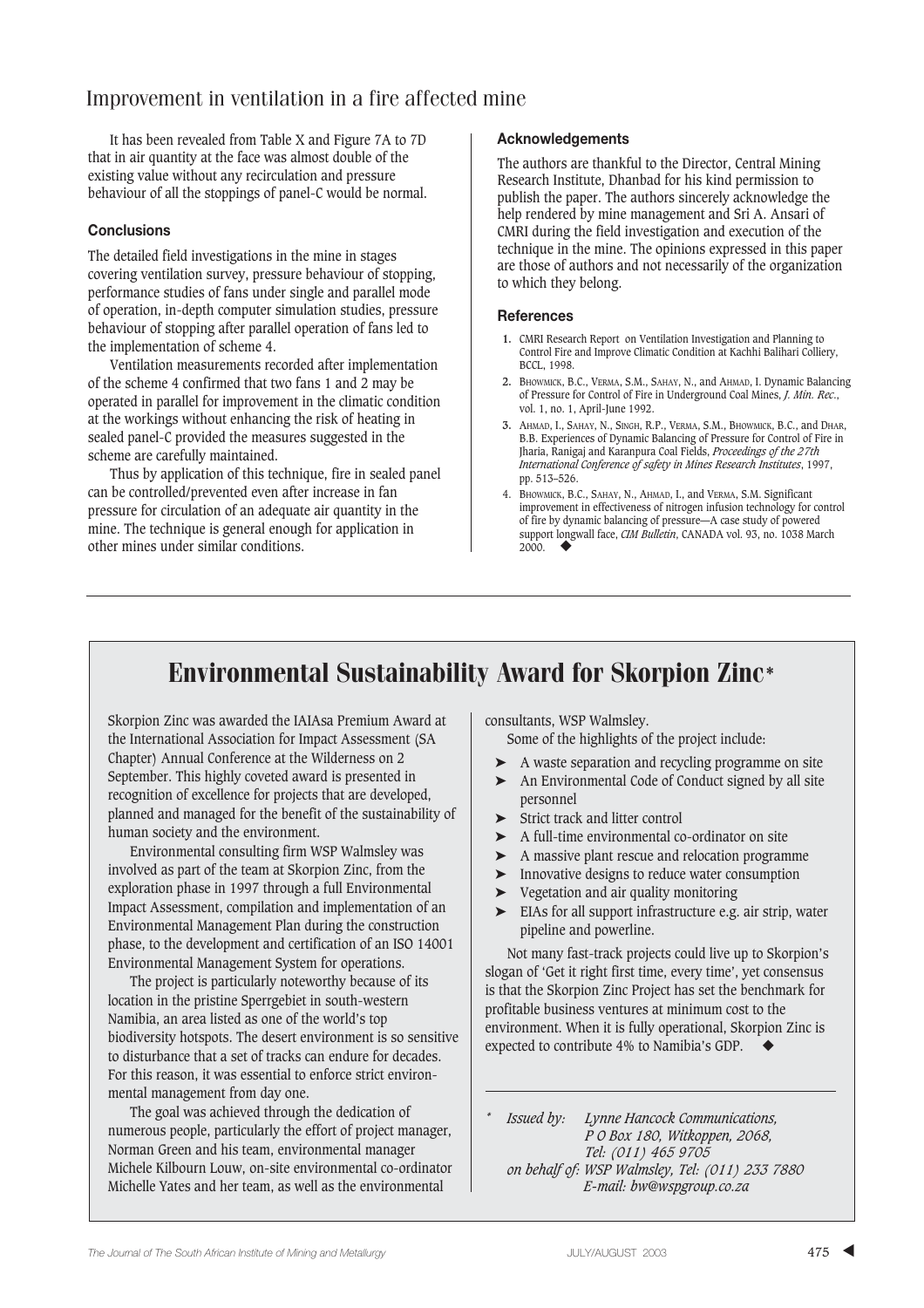## Improvement in ventilation in a fire affected mine

It has been revealed from Table X and Figure 7A to 7D that in air quantity at the face was almost double of the existing value without any recirculation and pressure behaviour of all the stoppings of panel-C would be normal.

### Conclusions

The detailed field investigations in the mine in stages covering ventilation survey, pressure behaviour of stopping, performance studies of fans under single and parallel mode of operation, in-depth computer simulation studies, pressure behaviour of stopping after parallel operation of fans led to the implementation of scheme 4.

Ventilation measurements recorded after implementation of the scheme 4 confirmed that two fans 1 and 2 may be operated in parallel for improvement in the climatic condition at the workings without enhancing the risk of heating in sealed panel-C provided the measures suggested in the scheme are carefully maintained.

Thus by application of this technique, fire in sealed panel can be controlled/prevented even after increase in fan pressure for circulation of an adequate air quantity in the mine. The technique is general enough for application in other mines under similar conditions.

### Acknowledgements

The authors are thankful to the Director, Central Mining Research Institute, Dhanbad for his kind permission to publish the paper. The authors sincerely acknowledge the help rendered by mine management and Sri A. Ansari of CMRI during the field investigation and execution of the technique in the mine. The opinions expressed in this paper are those of authors and not necessarily of the organization to which they belong.

### References

1. CMRI Research Report on Ventilation Investigation and Planning to Control Fire and Improve Climatic Condition at Kachhi Balihari Colliery, BCCL, 1998.
2. Bhowmick, B.C., Verma, S.M., Sahay, N., and Ahmad, I. Dynamic Balancing of Pressure for Control of Fire in Underground Coal Mines, *J. Min. Rec.*, vol. 1, no. 1, April-June 1992.
3. Ahmad, I., Sahay, N., Singh, R.P., Verma, S.M., Bhowmick, B.C., and Dhar, B.B. Experiences of Dynamic Balancing of Pressure for Control of Fire in Jharia, Ranigaj and Karanpura Coal Fields, *Proceedings of the 27th International Conference of safety in Mines Research Institutes*, 1997, pp. 513–526.
4. Bhowmick, B.C., Sahay, N., Ahmad, I., and Verma, S.M. Significant improvement in effectiveness of nitrogen infusion technology for control of fire by dynamic balancing of pressure—A case study of powered support longwall face, *CIM Bulletin*, CANADA vol. 93, no. 1038 March 2000. ◆

---

# Environmental Sustainability Award for Skorpion Zinc*

Skorpion Zinc was awarded the IAIAsa Premium Award at the International Association for Impact Assessment (SA Chapter) Annual Conference at the Wilderness on 2 September. This highly coveted award is presented in recognition of excellence for projects that are developed, planned and managed for the benefit of the sustainability of human society and the environment.

Environmental consulting firm WSP Walmsley was involved as part of the team at Skorpion Zinc, from the exploration phase in 1997 through a full Environmental Impact Assessment, compilation and implementation of an Environmental Management Plan during the construction phase, to the development and certification of an ISO 14001 Environmental Management System for operations.

The project is particularly noteworthy because of its location in the pristine Sperrgebiet in south-western Namibia, an area listed as one of the world's top biodiversity hotspots. The desert environment is so sensitive to disturbance that a set of tracks can endure for decades. For this reason, it was essential to enforce strict environmental management from day one.

The goal was achieved through the dedication of numerous people, particularly the effort of project manager, Norman Green and his team, environmental manager Michele Kilbourn Louw, on-site environmental co-ordinator Michelle Yates and her team, as well as the environmental consultants, WSP Walmsley.

Some of the highlights of the project include:

- A waste separation and recycling programme on site
- An Environmental Code of Conduct signed by all site personnel
- Strict track and litter control
- A full-time environmental co-ordinator on site
- A massive plant rescue and relocation programme
- Innovative designs to reduce water consumption
- Vegetation and air quality monitoring
- EIAs for all support infrastructure e.g. air strip, water pipeline and powerline.

Not many fast-track projects could live up to Skorpion's slogan of 'Get it right first time, every time', yet consensus is that the Skorpion Zinc Project has set the benchmark for profitable business ventures at minimum cost to the environment. When it is fully operational, Skorpion Zinc is expected to contribute 4% to Namibia's GDP. ◆

---

\* *Issued by: Lynne Hancock Communications, P O Box 180, Witkoppen, 2068, Tel: (011) 465 9705*
*on behalf of: WSP Walmsley, Tel: (011) 233 7880 E-mail: bw@wspgroup.co.za*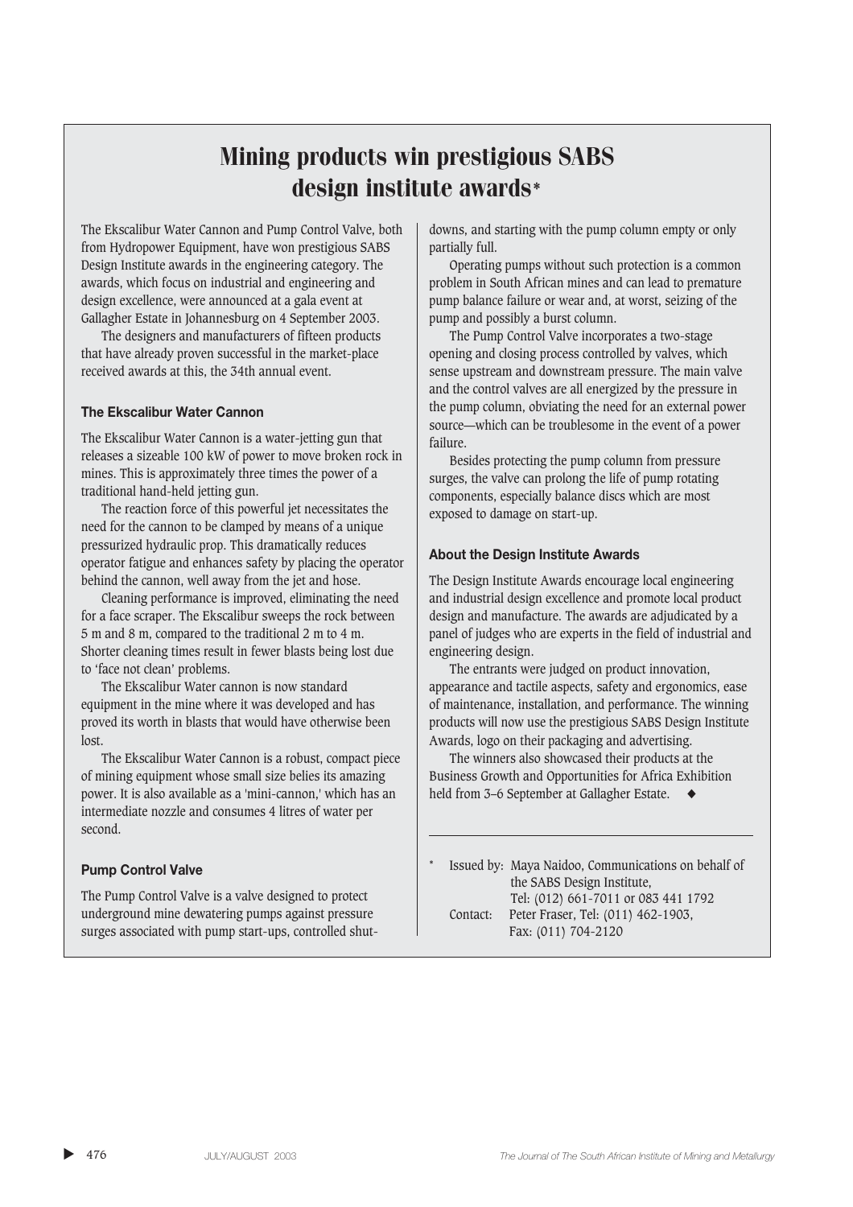# Mining products win prestigious SABS design institute awards*

The Ekscalibur Water Cannon and Pump Control Valve, both from Hydropower Equipment, have won prestigious SABS Design Institute awards in the engineering category. The awards, which focus on industrial and engineering and design excellence, were announced at a gala event at Gallagher Estate in Johannesburg on 4 September 2003.

The designers and manufacturers of fifteen products that have already proven successful in the market-place received awards at this, the 34th annual event.

### The Ekscalibur Water Cannon

The Ekscalibur Water Cannon is a water-jetting gun that releases a sizeable 100 kW of power to move broken rock in mines. This is approximately three times the power of a traditional hand-held jetting gun.

The reaction force of this powerful jet necessitates the need for the cannon to be clamped by means of a unique pressurized hydraulic prop. This dramatically reduces operator fatigue and enhances safety by placing the operator behind the cannon, well away from the jet and hose.

Cleaning performance is improved, eliminating the need for a face scraper. The Ekscalibur sweeps the rock between 5 m and 8 m, compared to the traditional 2 m to 4 m. Shorter cleaning times result in fewer blasts being lost due to 'face not clean' problems.

The Ekscalibur Water cannon is now standard equipment in the mine where it was developed and has proved its worth in blasts that would have otherwise been lost.

The Ekscalibur Water Cannon is a robust, compact piece of mining equipment whose small size belies its amazing power. It is also available as a 'mini-cannon,' which has an intermediate nozzle and consumes 4 litres of water per second.

### Pump Control Valve

The Pump Control Valve is a valve designed to protect underground mine dewatering pumps against pressure surges associated with pump start-ups, controlled shut-downs, and starting with the pump column empty or only partially full.

Operating pumps without such protection is a common problem in South African mines and can lead to premature pump balance failure or wear and, at worst, seizing of the pump and possibly a burst column.

The Pump Control Valve incorporates a two-stage opening and closing process controlled by valves, which sense upstream and downstream pressure. The main valve and the control valves are all energized by the pressure in the pump column, obviating the need for an external power source—which can be troublesome in the event of a power failure.

Besides protecting the pump column from pressure surges, the valve can prolong the life of pump rotating components, especially balance discs which are most exposed to damage on start-up.

### About the Design Institute Awards

The Design Institute Awards encourage local engineering and industrial design excellence and promote local product design and manufacture. The awards are adjudicated by a panel of judges who are experts in the field of industrial and engineering design.

The entrants were judged on product innovation, appearance and tactile aspects, safety and ergonomics, ease of maintenance, installation, and performance. The winning products will now use the prestigious SABS Design Institute Awards, logo on their packaging and advertising.

The winners also showcased their products at the Business Growth and Opportunities for Africa Exhibition held from 3–6 September at Gallagher Estate. ◆

---

\* Issued by: Maya Naidoo, Communications on behalf of the SABS Design Institute, Tel: (012) 661-7011 or 083 441 1792
Contact: Peter Fraser, Tel: (011) 462-1903, Fax: (011) 704-2120